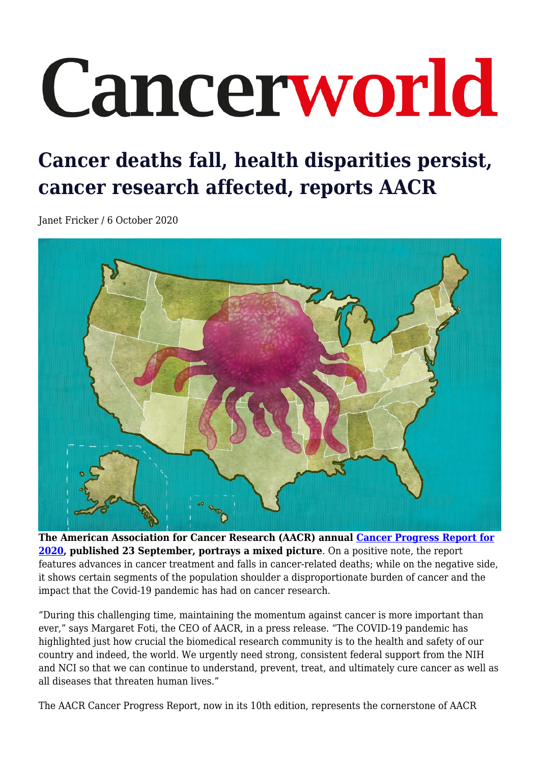# Cancerworld

## Cancer deaths fall, health disparities persist, cancer research affected, reports AACR

Janet Fricker / 6 October 2020

**The American Association for Cancer Research (AACR) annual Cancer Progress Report for 2020, published 23 September, portrays a mixed picture**. On a positive note, the report features advances in cancer treatment and falls in cancer-related deaths; while on the negative side, it shows certain segments of the population shoulder a disproportionate burden of cancer and the impact that the Covid-19 pandemic has had on cancer research.

"During this challenging time, maintaining the momentum against cancer is more important than ever," says Margaret Foti, the CEO of AACR, in a press release. "The COVID-19 pandemic has highlighted just how crucial the biomedical research community is to the health and safety of our country and indeed, the world. We urgently need strong, consistent federal support from the NIH and NCI so that we can continue to understand, prevent, treat, and ultimately cure cancer as well as all diseases that threaten human lives."

The AACR Cancer Progress Report, now in its 10th edition, represents the cornerstone of AACR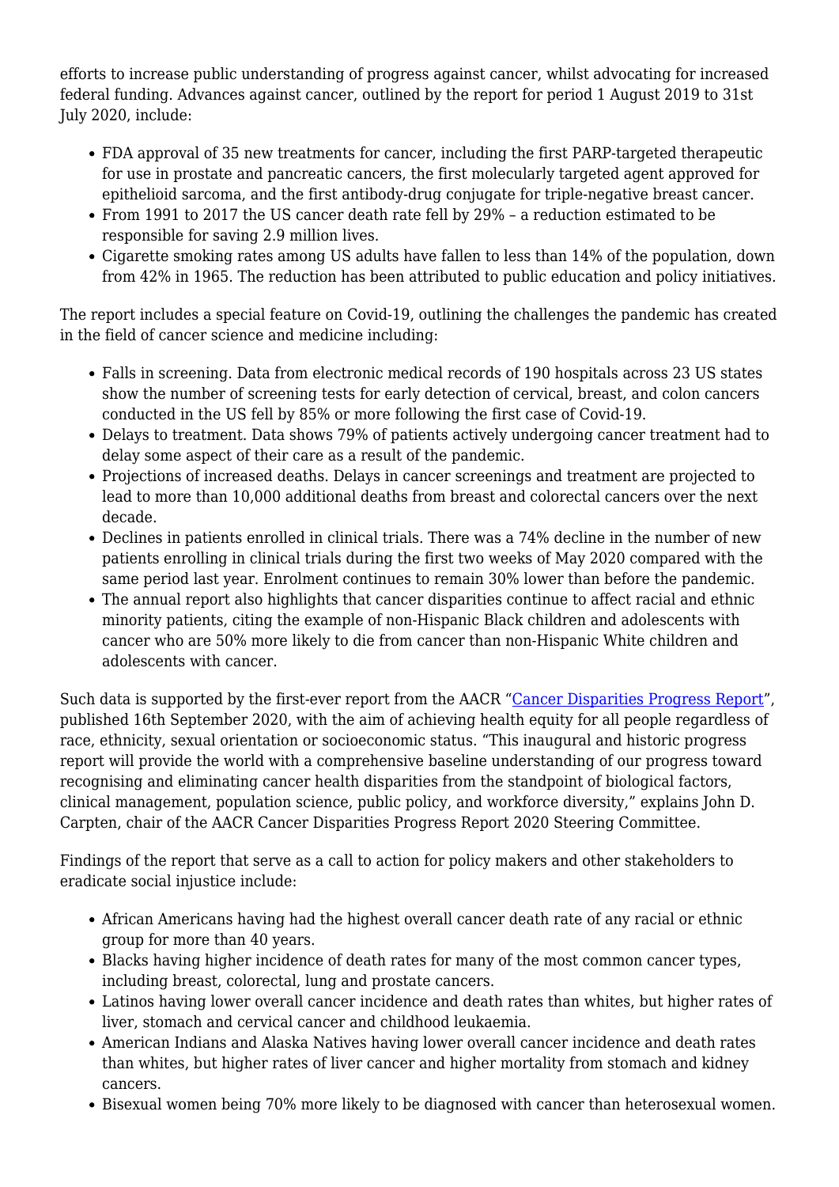efforts to increase public understanding of progress against cancer, whilst advocating for increased federal funding. Advances against cancer, outlined by the report for period 1 August 2019 to 31st July 2020, include:

- FDA approval of 35 new treatments for cancer, including the first PARP-targeted therapeutic for use in prostate and pancreatic cancers, the first molecularly targeted agent approved for epithelioid sarcoma, and the first antibody-drug conjugate for triple-negative breast cancer.
- From 1991 to 2017 the US cancer death rate fell by 29% – a reduction estimated to be responsible for saving 2.9 million lives.
- Cigarette smoking rates among US adults have fallen to less than 14% of the population, down from 42% in 1965. The reduction has been attributed to public education and policy initiatives.

The report includes a special feature on Covid-19, outlining the challenges the pandemic has created in the field of cancer science and medicine including:

- Falls in screening. Data from electronic medical records of 190 hospitals across 23 US states show the number of screening tests for early detection of cervical, breast, and colon cancers conducted in the US fell by 85% or more following the first case of Covid-19.
- Delays to treatment. Data shows 79% of patients actively undergoing cancer treatment had to delay some aspect of their care as a result of the pandemic.
- Projections of increased deaths. Delays in cancer screenings and treatment are projected to lead to more than 10,000 additional deaths from breast and colorectal cancers over the next decade.
- Declines in patients enrolled in clinical trials. There was a 74% decline in the number of new patients enrolling in clinical trials during the first two weeks of May 2020 compared with the same period last year. Enrolment continues to remain 30% lower than before the pandemic.
- The annual report also highlights that cancer disparities continue to affect racial and ethnic minority patients, citing the example of non-Hispanic Black children and adolescents with cancer who are 50% more likely to die from cancer than non-Hispanic White children and adolescents with cancer.

Such data is supported by the first-ever report from the AACR "Cancer Disparities Progress Report", published 16th September 2020, with the aim of achieving health equity for all people regardless of race, ethnicity, sexual orientation or socioeconomic status. "This inaugural and historic progress report will provide the world with a comprehensive baseline understanding of our progress toward recognising and eliminating cancer health disparities from the standpoint of biological factors, clinical management, population science, public policy, and workforce diversity," explains John D. Carpten, chair of the AACR Cancer Disparities Progress Report 2020 Steering Committee.

Findings of the report that serve as a call to action for policy makers and other stakeholders to eradicate social injustice include:

- African Americans having had the highest overall cancer death rate of any racial or ethnic group for more than 40 years.
- Blacks having higher incidence of death rates for many of the most common cancer types, including breast, colorectal, lung and prostate cancers.
- Latinos having lower overall cancer incidence and death rates than whites, but higher rates of liver, stomach and cervical cancer and childhood leukaemia.
- American Indians and Alaska Natives having lower overall cancer incidence and death rates than whites, but higher rates of liver cancer and higher mortality from stomach and kidney cancers.
- Bisexual women being 70% more likely to be diagnosed with cancer than heterosexual women.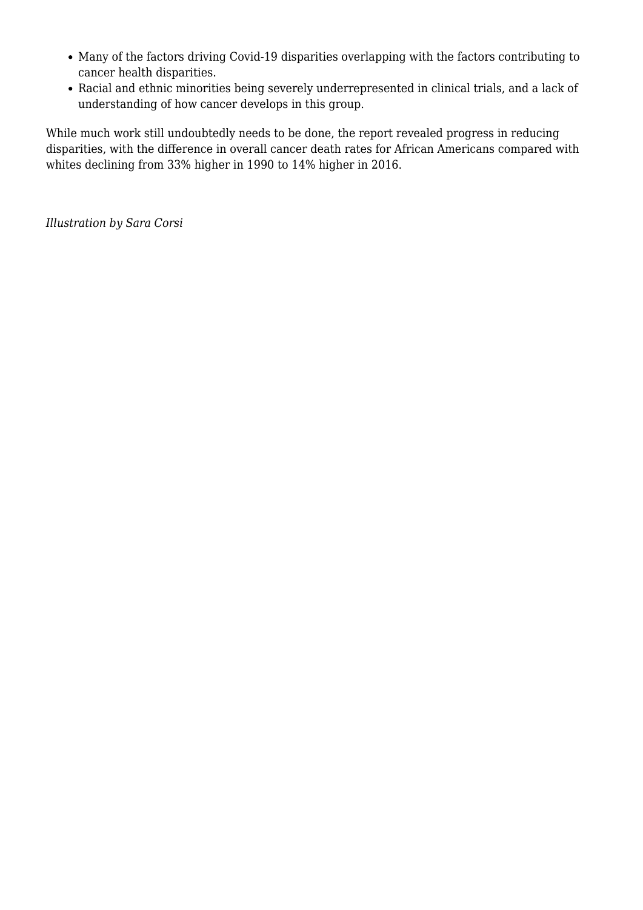- Many of the factors driving Covid-19 disparities overlapping with the factors contributing to cancer health disparities.
- Racial and ethnic minorities being severely underrepresented in clinical trials, and a lack of understanding of how cancer develops in this group.

While much work still undoubtedly needs to be done, the report revealed progress in reducing disparities, with the difference in overall cancer death rates for African Americans compared with whites declining from 33% higher in 1990 to 14% higher in 2016.

*Illustration by Sara Corsi*